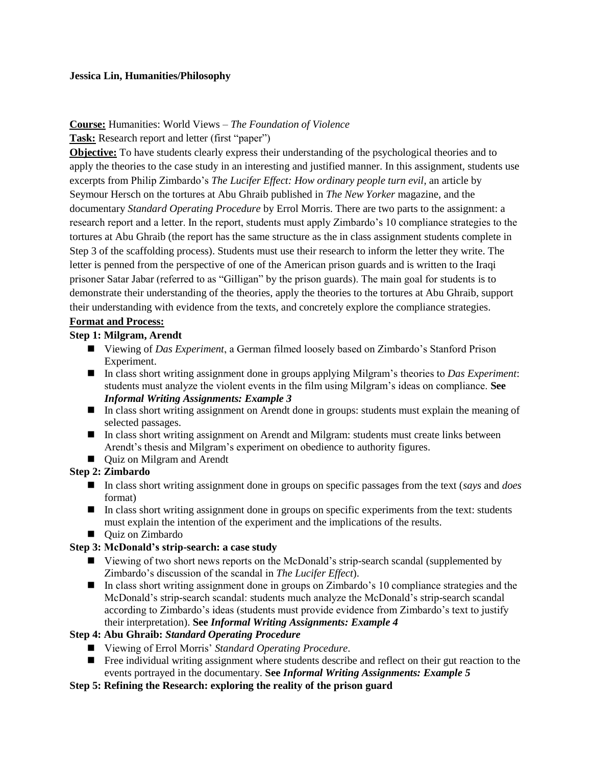**Jessica Lin, Humanities/Philosophy**

**Course:** Humanities: World Views – *The Foundation of Violence*

**Task:** Research report and letter (first "paper")

**Objective:** To have students clearly express their understanding of the psychological theories and to apply the theories to the case study in an interesting and justified manner. In this assignment, students use excerpts from Philip Zimbardo's *The Lucifer Effect: How ordinary people turn evil*, an article by Seymour Hersch on the tortures at Abu Ghraib published in *The New Yorker* magazine, and the documentary *Standard Operating Procedure* by Errol Morris. There are two parts to the assignment: a research report and a letter. In the report, students must apply Zimbardo's 10 compliance strategies to the tortures at Abu Ghraib (the report has the same structure as the in class assignment students complete in Step 3 of the scaffolding process). Students must use their research to inform the letter they write. The letter is penned from the perspective of one of the American prison guards and is written to the Iraqi prisoner Satar Jabar (referred to as "Gilligan" by the prison guards). The main goal for students is to demonstrate their understanding of the theories, apply the theories to the tortures at Abu Ghraib, support their understanding with evidence from the texts, and concretely explore the compliance strategies.

**Format and Process:**

**Step 1: Milgram, Arendt**

- Viewing of *Das Experiment*, a German filmed loosely based on Zimbardo's Stanford Prison Experiment.
- In class short writing assignment done in groups applying Milgram's theories to *Das Experiment*: students must analyze the violent events in the film using Milgram's ideas on compliance. **See *Informal Writing Assignments: Example 3***
- In class short writing assignment on Arendt done in groups: students must explain the meaning of selected passages.
- In class short writing assignment on Arendt and Milgram: students must create links between Arendt's thesis and Milgram's experiment on obedience to authority figures.
- Quiz on Milgram and Arendt

**Step 2: Zimbardo**

- In class short writing assignment done in groups on specific passages from the text (*says* and *does* format)
- In class short writing assignment done in groups on specific experiments from the text: students must explain the intention of the experiment and the implications of the results.
- Quiz on Zimbardo

**Step 3: McDonald's strip-search: a case study**

- Viewing of two short news reports on the McDonald's strip-search scandal (supplemented by Zimbardo's discussion of the scandal in *The Lucifer Effect*).
- In class short writing assignment done in groups on Zimbardo's 10 compliance strategies and the McDonald's strip-search scandal: students much analyze the McDonald's strip-search scandal according to Zimbardo's ideas (students must provide evidence from Zimbardo's text to justify their interpretation). **See *Informal Writing Assignments: Example 4***

**Step 4: Abu Ghraib: *Standard Operating Procedure***

- Viewing of Errol Morris' *Standard Operating Procedure*.
- Free individual writing assignment where students describe and reflect on their gut reaction to the events portrayed in the documentary. **See *Informal Writing Assignments: Example 5***

**Step 5: Refining the Research: exploring the reality of the prison guard**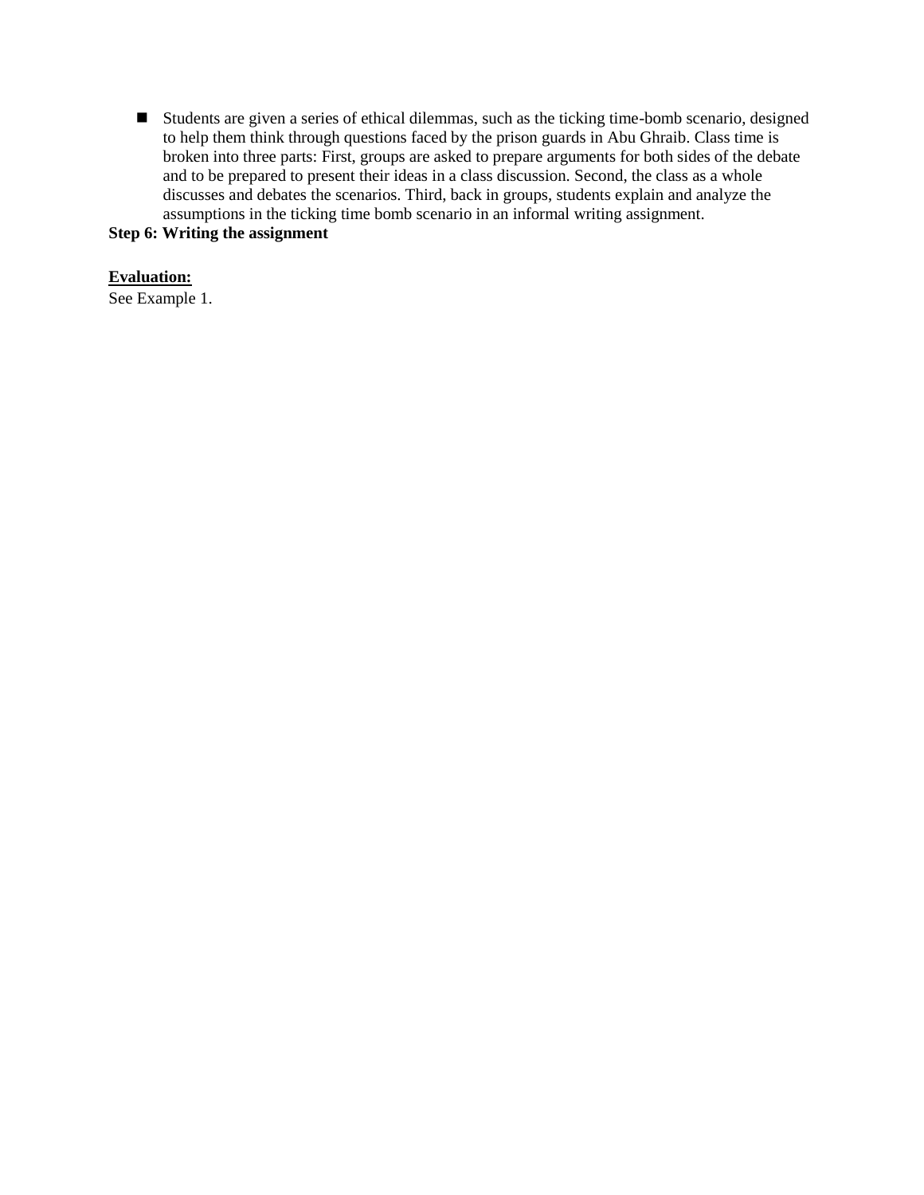- Students are given a series of ethical dilemmas, such as the ticking time-bomb scenario, designed to help them think through questions faced by the prison guards in Abu Ghraib. Class time is broken into three parts: First, groups are asked to prepare arguments for both sides of the debate and to be prepared to present their ideas in a class discussion. Second, the class as a whole discusses and debates the scenarios. Third, back in groups, students explain and analyze the assumptions in the ticking time bomb scenario in an informal writing assignment.

**Step 6: Writing the assignment**

**Evaluation:**

See Example 1.